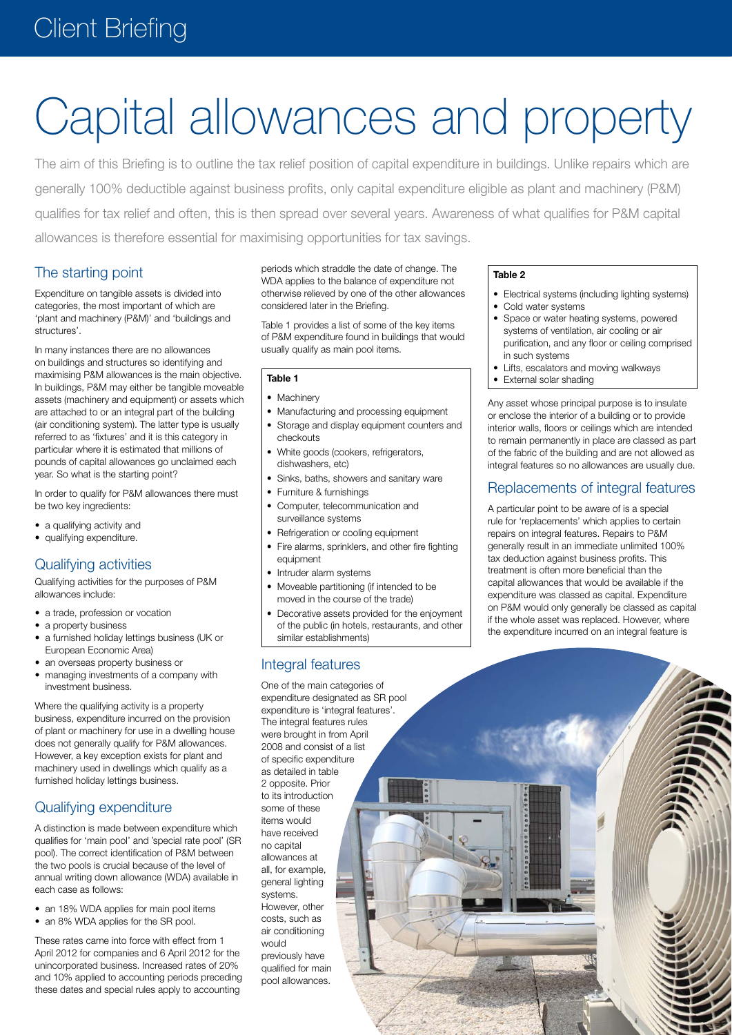Client Briefing

# Capital allowances and property

The aim of this Briefing is to outline the tax relief position of capital expenditure in buildings. Unlike repairs which are generally 100% deductible against business profits, only capital expenditure eligible as plant and machinery (P&M) qualifies for tax relief and often, this is then spread over several years. Awareness of what qualifies for P&M capital allowances is therefore essential for maximising opportunities for tax savings.

## The starting point

Expenditure on tangible assets is divided into categories, the most important of which are 'plant and machinery (P&M)' and 'buildings and structures'.

In many instances there are no allowances on buildings and structures so identifying and maximising P&M allowances is the main objective. In buildings, P&M may either be tangible moveable assets (machinery and equipment) or assets which are attached to or an integral part of the building (air conditioning system). The latter type is usually referred to as 'fixtures' and it is this category in particular where it is estimated that millions of pounds of capital allowances go unclaimed each year. So what is the starting point?

In order to qualify for P&M allowances there must be two key ingredients:

- a qualifying activity and
- qualifying expenditure.

## Qualifying activities

Qualifying activities for the purposes of P&M allowances include:

- a trade, profession or vocation
- a property business
- a furnished holiday lettings business (UK or European Economic Area)
- an overseas property business or
- managing investments of a company with investment business.

Where the qualifying activity is a property business, expenditure incurred on the provision of plant or machinery for use in a dwelling house does not generally qualify for P&M allowances. However, a key exception exists for plant and machinery used in dwellings which qualify as a furnished holiday lettings business.

## Qualifying expenditure

A distinction is made between expenditure which qualifies for 'main pool' and 'special rate pool' (SR pool). The correct identification of P&M between the two pools is crucial because of the level of annual writing down allowance (WDA) available in each case as follows:

- an 18% WDA applies for main pool items
- an 8% WDA applies for the SR pool.

These rates came into force with effect from 1 April 2012 for companies and 6 April 2012 for the unincorporated business. Increased rates of 20% and 10% applied to accounting periods preceding these dates and special rules apply to accounting periods which straddle the date of change. The WDA applies to the balance of expenditure not otherwise relieved by one of the other allowances considered later in the Briefing.

Table 1 provides a list of some of the key items of P&M expenditure found in buildings that would usually qualify as main pool items.

**Table 1**

- Machinery
- Manufacturing and processing equipment
- Storage and display equipment counters and checkouts
- White goods (cookers, refrigerators, dishwashers, etc)
- Sinks, baths, showers and sanitary ware
- Furniture & furnishings
- Computer, telecommunication and surveillance systems
- Refrigeration or cooling equipment
- Fire alarms, sprinklers, and other fire fighting equipment
- Intruder alarm systems
- Moveable partitioning (if intended to be moved in the course of the trade)
- Decorative assets provided for the enjoyment of the public (in hotels, restaurants, and other similar establishments)

## Integral features

One of the main categories of expenditure designated as SR pool expenditure is 'integral features'. The integral features rules were brought in from April 2008 and consist of a list of specific expenditure as detailed in table 2 opposite. Prior to its introduction some of these items would have received no capital allowances at all, for example, general lighting systems. However, other costs, such as air conditioning would previously have qualified for main pool allowances.

**Table 2**

- Electrical systems (including lighting systems)
- Cold water systems
- Space or water heating systems, powered systems of ventilation, air cooling or air purification, and any floor or ceiling comprised in such systems
- Lifts, escalators and moving walkways
- External solar shading

Any asset whose principal purpose is to insulate or enclose the interior of a building or to provide interior walls, floors or ceilings which are intended to remain permanently in place are classed as part of the fabric of the building and are not allowed as integral features so no allowances are usually due.

## Replacements of integral features

A particular point to be aware of is a special rule for 'replacements' which applies to certain repairs on integral features. Repairs to P&M generally result in an immediate unlimited 100% tax deduction against business profits. This treatment is often more beneficial than the capital allowances that would be available if the expenditure was classed as capital. Expenditure on P&M would only generally be classed as capital if the whole asset was replaced. However, where the expenditure incurred on an integral feature is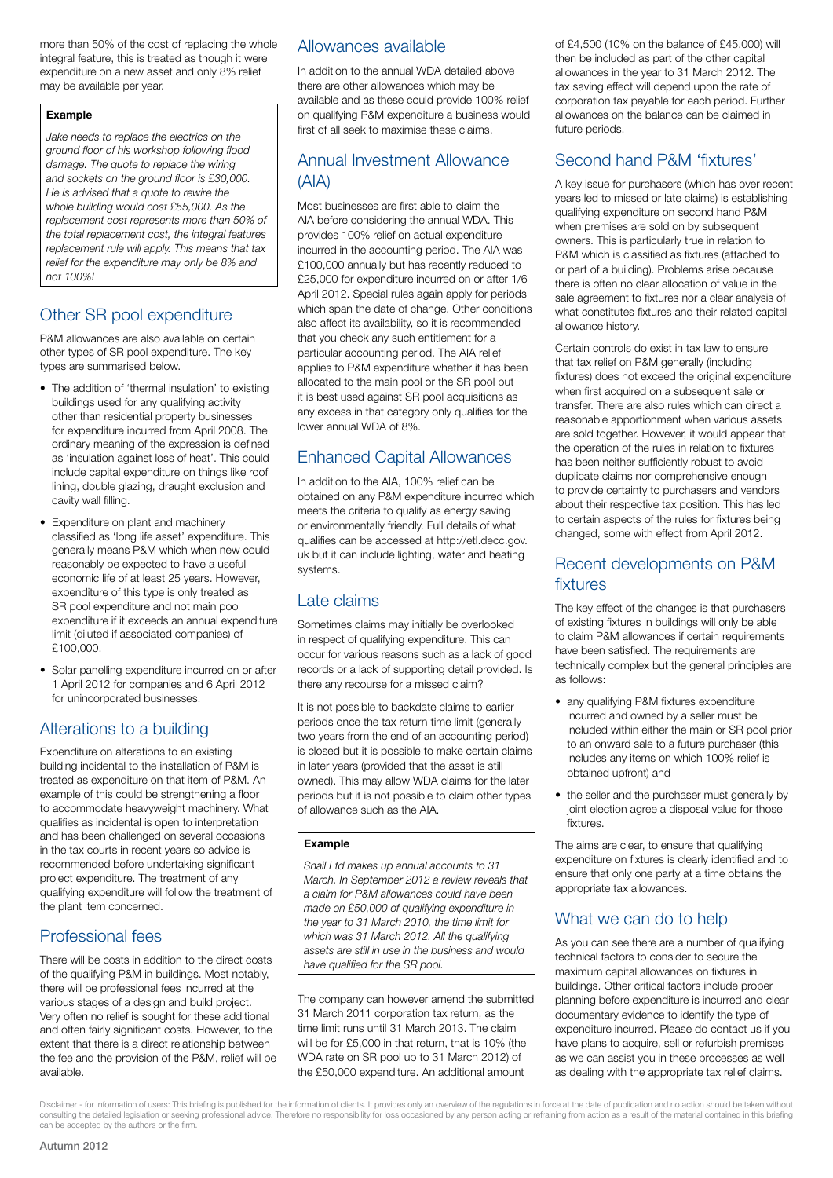more than 50% of the cost of replacing the whole integral feature, this is treated as though it were expenditure on a new asset and only 8% relief may be available per year.

> **Example**
>
> *Jake needs to replace the electrics on the ground floor of his workshop following flood damage. The quote to replace the wiring and sockets on the ground floor is £30,000. He is advised that a quote to rewire the whole building would cost £55,000. As the replacement cost represents more than 50% of the total replacement cost, the integral features replacement rule will apply. This means that tax relief for the expenditure may only be 8% and not 100%!*

## Other SR pool expenditure

P&M allowances are also available on certain other types of SR pool expenditure. The key types are summarised below.

- The addition of 'thermal insulation' to existing buildings used for any qualifying activity other than residential property businesses for expenditure incurred from April 2008. The ordinary meaning of the expression is defined as 'insulation against loss of heat'. This could include capital expenditure on things like roof lining, double glazing, draught exclusion and cavity wall filling.
- Expenditure on plant and machinery classified as 'long life asset' expenditure. This generally means P&M which when new could reasonably be expected to have a useful economic life of at least 25 years. However, expenditure of this type is only treated as SR pool expenditure and not main pool expenditure if it exceeds an annual expenditure limit (diluted if associated companies) of £100,000.
- Solar panelling expenditure incurred on or after 1 April 2012 for companies and 6 April 2012 for unincorporated businesses.

## Alterations to a building

Expenditure on alterations to an existing building incidental to the installation of P&M is treated as expenditure on that item of P&M. An example of this could be strengthening a floor to accommodate heavyweight machinery. What qualifies as incidental is open to interpretation and has been challenged on several occasions in the tax courts in recent years so advice is recommended before undertaking significant project expenditure. The treatment of any qualifying expenditure will follow the treatment of the plant item concerned.

## Professional fees

There will be costs in addition to the direct costs of the qualifying P&M in buildings. Most notably, there will be professional fees incurred at the various stages of a design and build project. Very often no relief is sought for these additional and often fairly significant costs. However, to the extent that there is a direct relationship between the fee and the provision of the P&M, relief will be available.

## Allowances available

In addition to the annual WDA detailed above there are other allowances which may be available and as these could provide 100% relief on qualifying P&M expenditure a business would first of all seek to maximise these claims.

## Annual Investment Allowance (AIA)

Most businesses are first able to claim the AIA before considering the annual WDA. This provides 100% relief on actual expenditure incurred in the accounting period. The AIA was £100,000 annually but has recently reduced to £25,000 for expenditure incurred on or after 1/6 April 2012. Special rules again apply for periods which span the date of change. Other conditions also affect its availability, so it is recommended that you check any such entitlement for a particular accounting period. The AIA relief applies to P&M expenditure whether it has been allocated to the main pool or the SR pool but it is best used against SR pool acquisitions as any excess in that category only qualifies for the lower annual WDA of 8%.

## Enhanced Capital Allowances

In addition to the AIA, 100% relief can be obtained on any P&M expenditure incurred which meets the criteria to qualify as energy saving or environmentally friendly. Full details of what qualifies can be accessed at http://etl.decc.gov.uk but it can include lighting, water and heating systems.

## Late claims

Sometimes claims may initially be overlooked in respect of qualifying expenditure. This can occur for various reasons such as a lack of good records or a lack of supporting detail provided. Is there any recourse for a missed claim?

It is not possible to backdate claims to earlier periods once the tax return time limit (generally two years from the end of an accounting period) is closed but it is possible to make certain claims in later years (provided that the asset is still owned). This may allow WDA claims for the later periods but it is not possible to claim other types of allowance such as the AIA.

> **Example**
>
> *Snail Ltd makes up annual accounts to 31 March. In September 2012 a review reveals that a claim for P&M allowances could have been made on £50,000 of qualifying expenditure in the year to 31 March 2010, the time limit for which was 31 March 2012. All the qualifying assets are still in use in the business and would have qualified for the SR pool.*

The company can however amend the submitted 31 March 2011 corporation tax return, as the time limit runs until 31 March 2013. The claim will be for £5,000 in that return, that is 10% (the WDA rate on SR pool up to 31 March 2012) of the £50,000 expenditure. An additional amount of £4,500 (10% on the balance of £45,000) will then be included as part of the other capital allowances in the year to 31 March 2012. The tax saving effect will depend upon the rate of corporation tax payable for each period. Further allowances on the balance can be claimed in future periods.

## Second hand P&M 'fixtures'

A key issue for purchasers (which has over recent years led to missed or late claims) is establishing qualifying expenditure on second hand P&M when premises are sold on by subsequent owners. This is particularly true in relation to P&M which is classified as fixtures (attached to or part of a building). Problems arise because there is often no clear allocation of value in the sale agreement to fixtures nor a clear analysis of what constitutes fixtures and their related capital allowance history.

Certain controls do exist in tax law to ensure that tax relief on P&M generally (including fixtures) does not exceed the original expenditure when first acquired on a subsequent sale or transfer. There are also rules which can direct a reasonable apportionment when various assets are sold together. However, it would appear that the operation of the rules in relation to fixtures has been neither sufficiently robust to avoid duplicate claims nor comprehensive enough to provide certainty to purchasers and vendors about their respective tax position. This has led to certain aspects of the rules for fixtures being changed, some with effect from April 2012.

## Recent developments on P&M fixtures

The key effect of the changes is that purchasers of existing fixtures in buildings will only be able to claim P&M allowances if certain requirements have been satisfied. The requirements are technically complex but the general principles are as follows:

- any qualifying P&M fixtures expenditure incurred and owned by a seller must be included within either the main or SR pool prior to an onward sale to a future purchaser (this includes any items on which 100% relief is obtained upfront) and
- the seller and the purchaser must generally by joint election agree a disposal value for those fixtures.

The aims are clear, to ensure that qualifying expenditure on fixtures is clearly identified and to ensure that only one party at a time obtains the appropriate tax allowances.

## What we can do to help

As you can see there are a number of qualifying technical factors to consider to secure the maximum capital allowances on fixtures in buildings. Other critical factors include proper planning before expenditure is incurred and clear documentary evidence to identify the type of expenditure incurred. Please do contact us if you have plans to acquire, sell or refurbish premises as we can assist you in these processes as well as dealing with the appropriate tax relief claims.

Disclaimer - for information of users: This briefing is published for the information of clients. It provides only an overview of the regulations in force at the date of publication and no action should be taken without consulting the detailed legislation or seeking professional advice. Therefore no responsibility for loss occasioned by any person acting or refraining from action as a result of the material contained in this briefing can be accepted by the authors or the firm.

Autumn 2012